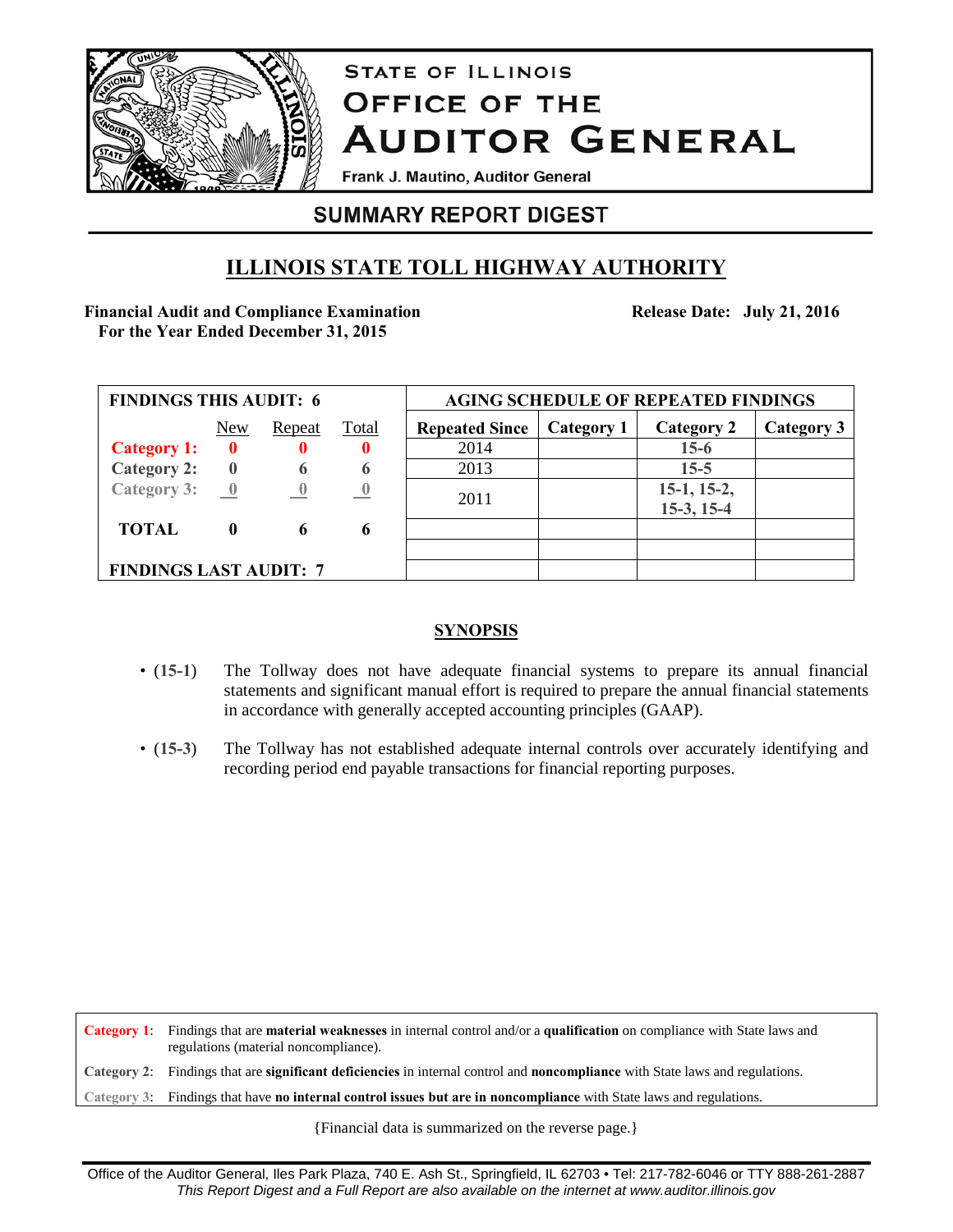# STATE OF ILLINOIS
# OFFICE OF THE AUDITOR GENERAL

Frank J. Mautino, Auditor General

## SUMMARY REPORT DIGEST

## ILLINOIS STATE TOLL HIGHWAY AUTHORITY

**Financial Audit and Compliance Examination**
**For the Year Ended December 31, 2015**

**Release Date: July 21, 2016**

| FINDINGS THIS AUDIT: 6 | New | Repeat | Total |
|---|---|---|---|
| **Category 1:** | **0** | **0** | **0** |
| **Category 2:** | **0** | **6** | **6** |
| **Category 3:** | **0** | **0** | **0** |
| **TOTAL** | **0** | **6** | **6** |
| **FINDINGS LAST AUDIT: 7** | | | |

| AGING SCHEDULE OF REPEATED FINDINGS | | | |
|---|---|---|---|
| **Repeated Since** | **Category 1** | **Category 2** | **Category 3** |
| 2014 | | **15-6** | |
| 2013 | | **15-5** | |
| 2011 | | **15-1, 15-2, 15-3, 15-4** | |

### SYNOPSIS

- **(15-1)** The Tollway does not have adequate financial systems to prepare its annual financial statements and significant manual effort is required to prepare the annual financial statements in accordance with generally accepted accounting principles (GAAP).

- **(15-3)** The Tollway has not established adequate internal controls over accurately identifying and recording period end payable transactions for financial reporting purposes.

| | |
|---|---|
| **Category 1**: | Findings that are **material weaknesses** in internal control and/or a **qualification** on compliance with State laws and regulations (material noncompliance). |
| **Category 2**: | Findings that are **significant deficiencies** in internal control and **noncompliance** with State laws and regulations. |
| **Category 3**: | Findings that have **no internal control issues but are in noncompliance** with State laws and regulations. |

{Financial data is summarized on the reverse page.}

Office of the Auditor General, Iles Park Plaza, 740 E. Ash St., Springfield, IL 62703 • Tel: 217-782-6046 or TTY 888-261-2887
*This Report Digest and a Full Report are also available on the internet at www.auditor.illinois.gov*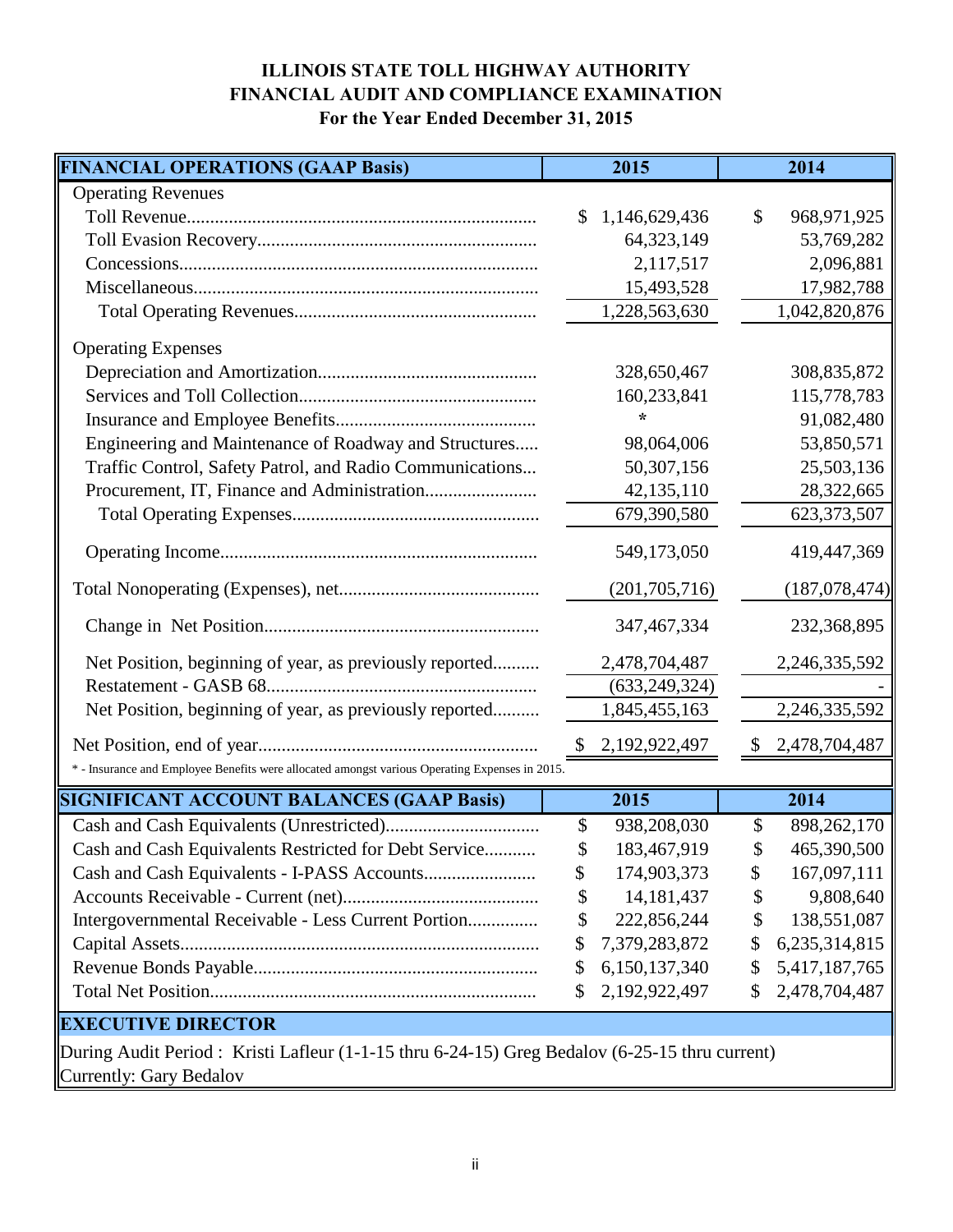**ILLINOIS STATE TOLL HIGHWAY AUTHORITY**
**FINANCIAL AUDIT AND COMPLIANCE EXAMINATION**
**For the Year Ended December 31, 2015**

| FINANCIAL OPERATIONS (GAAP Basis) | 2015 | 2014 |
|---|---|---|
| Operating Revenues | | |
| Toll Revenue | $ 1,146,629,436 | $ 968,971,925 |
| Toll Evasion Recovery | 64,323,149 | 53,769,282 |
| Concessions | 2,117,517 | 2,096,881 |
| Miscellaneous | 15,493,528 | 17,982,788 |
| Total Operating Revenues | 1,228,563,630 | 1,042,820,876 |
| Operating Expenses | | |
| Depreciation and Amortization | 328,650,467 | 308,835,872 |
| Services and Toll Collection | 160,233,841 | 115,778,783 |
| Insurance and Employee Benefits | * | 91,082,480 |
| Engineering and Maintenance of Roadway and Structures | 98,064,006 | 53,850,571 |
| Traffic Control, Safety Patrol, and Radio Communications | 50,307,156 | 25,503,136 |
| Procurement, IT, Finance and Administration | 42,135,110 | 28,322,665 |
| Total Operating Expenses | 679,390,580 | 623,373,507 |
| Operating Income | 549,173,050 | 419,447,369 |
| Total Nonoperating (Expenses), net | (201,705,716) | (187,078,474) |
| Change in Net Position | 347,467,334 | 232,368,895 |
| Net Position, beginning of year, as previously reported | 2,478,704,487 | 2,246,335,592 |
| Restatement - GASB 68 | (633,249,324) | - |
| Net Position, beginning of year, as previously reported | 1,845,455,163 | 2,246,335,592 |
| Net Position, end of year | $ 2,192,922,497 | $ 2,478,704,487 |

\* - Insurance and Employee Benefits were allocated amongst various Operating Expenses in 2015.

| SIGNIFICANT ACCOUNT BALANCES (GAAP Basis) | 2015 | 2014 |
|---|---|---|
| Cash and Cash Equivalents (Unrestricted) | $ 938,208,030 | $ 898,262,170 |
| Cash and Cash Equivalents Restricted for Debt Service | $ 183,467,919 | $ 465,390,500 |
| Cash and Cash Equivalents - I-PASS Accounts | $ 174,903,373 | $ 167,097,111 |
| Accounts Receivable - Current (net) | $ 14,181,437 | $ 9,808,640 |
| Intergovernmental Receivable - Less Current Portion | $ 222,856,244 | $ 138,551,087 |
| Capital Assets | $ 7,379,283,872 | $ 6,235,314,815 |
| Revenue Bonds Payable | $ 6,150,137,340 | $ 5,417,187,765 |
| Total Net Position | $ 2,192,922,497 | $ 2,478,704,487 |

**EXECUTIVE DIRECTOR**

During Audit Period : Kristi Lafleur (1-1-15 thru 6-24-15) Greg Bedalov (6-25-15 thru current)
Currently: Gary Bedalov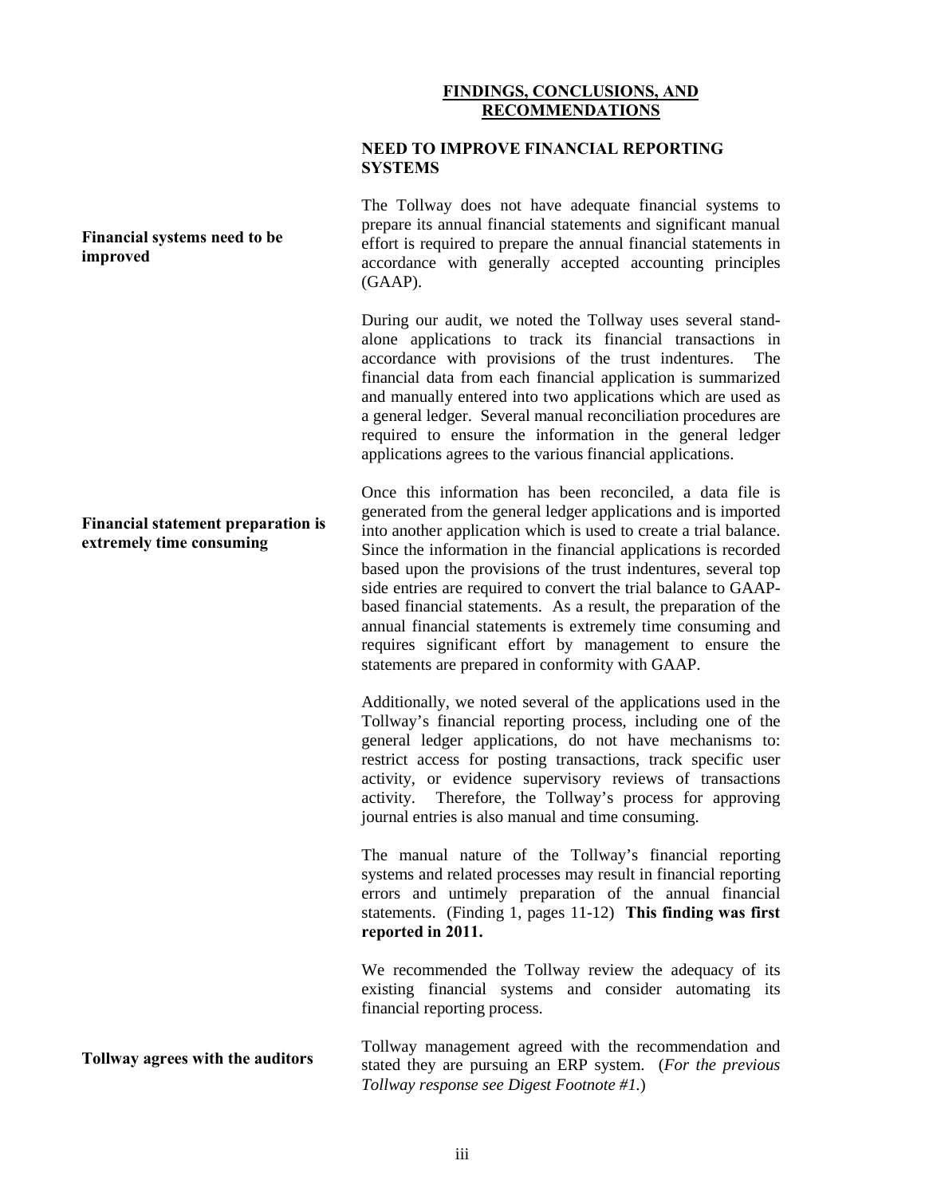## FINDINGS, CONCLUSIONS, AND RECOMMENDATIONS

### NEED TO IMPROVE FINANCIAL REPORTING SYSTEMS

**Financial systems need to be improved**

The Tollway does not have adequate financial systems to prepare its annual financial statements and significant manual effort is required to prepare the annual financial statements in accordance with generally accepted accounting principles (GAAP).

During our audit, we noted the Tollway uses several stand-alone applications to track its financial transactions in accordance with provisions of the trust indentures. The financial data from each financial application is summarized and manually entered into two applications which are used as a general ledger. Several manual reconciliation procedures are required to ensure the information in the general ledger applications agrees to the various financial applications.

**Financial statement preparation is extremely time consuming**

Once this information has been reconciled, a data file is generated from the general ledger applications and is imported into another application which is used to create a trial balance. Since the information in the financial applications is recorded based upon the provisions of the trust indentures, several top side entries are required to convert the trial balance to GAAP-based financial statements. As a result, the preparation of the annual financial statements is extremely time consuming and requires significant effort by management to ensure the statements are prepared in conformity with GAAP.

Additionally, we noted several of the applications used in the Tollway's financial reporting process, including one of the general ledger applications, do not have mechanisms to: restrict access for posting transactions, track specific user activity, or evidence supervisory reviews of transactions activity. Therefore, the Tollway's process for approving journal entries is also manual and time consuming.

The manual nature of the Tollway's financial reporting systems and related processes may result in financial reporting errors and untimely preparation of the annual financial statements. (Finding 1, pages 11-12) **This finding was first reported in 2011.**

We recommended the Tollway review the adequacy of its existing financial systems and consider automating its financial reporting process.

**Tollway agrees with the auditors**

Tollway management agreed with the recommendation and stated they are pursuing an ERP system. (*For the previous Tollway response see Digest Footnote #1.*)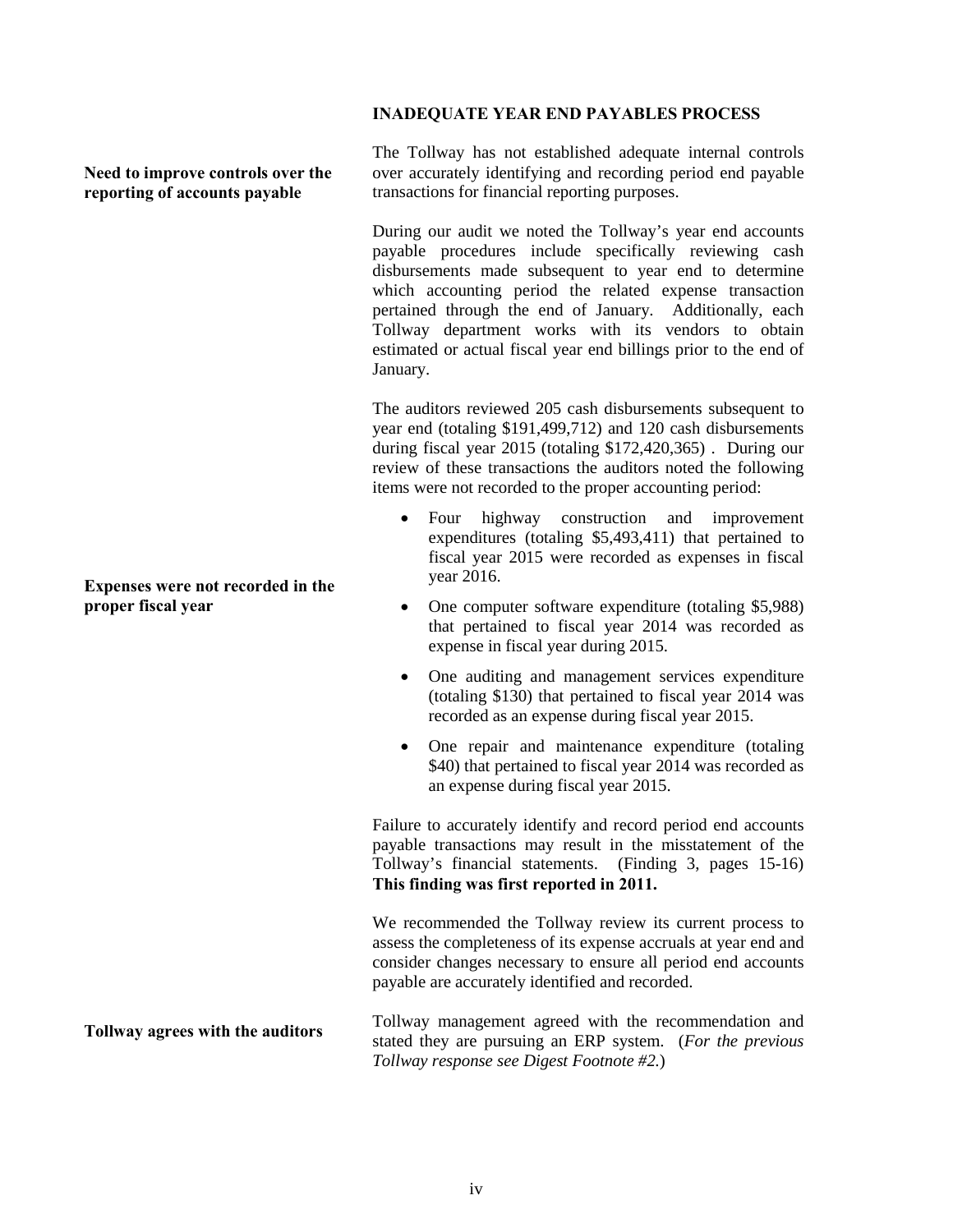## INADEQUATE YEAR END PAYABLES PROCESS

**Need to improve controls over the reporting of accounts payable**

The Tollway has not established adequate internal controls over accurately identifying and recording period end payable transactions for financial reporting purposes.

During our audit we noted the Tollway's year end accounts payable procedures include specifically reviewing cash disbursements made subsequent to year end to determine which accounting period the related expense transaction pertained through the end of January. Additionally, each Tollway department works with its vendors to obtain estimated or actual fiscal year end billings prior to the end of January.

The auditors reviewed 205 cash disbursements subsequent to year end (totaling $191,499,712) and 120 cash disbursements during fiscal year 2015 (totaling $172,420,365) . During our review of these transactions the auditors noted the following items were not recorded to the proper accounting period:

**Expenses were not recorded in the proper fiscal year**

- Four highway construction and improvement expenditures (totaling $5,493,411) that pertained to fiscal year 2015 were recorded as expenses in fiscal year 2016.
- One computer software expenditure (totaling $5,988) that pertained to fiscal year 2014 was recorded as expense in fiscal year during 2015.
- One auditing and management services expenditure (totaling $130) that pertained to fiscal year 2014 was recorded as an expense during fiscal year 2015.
- One repair and maintenance expenditure (totaling $40) that pertained to fiscal year 2014 was recorded as an expense during fiscal year 2015.

Failure to accurately identify and record period end accounts payable transactions may result in the misstatement of the Tollway's financial statements. (Finding 3, pages 15-16) **This finding was first reported in 2011.**

We recommended the Tollway review its current process to assess the completeness of its expense accruals at year end and consider changes necessary to ensure all period end accounts payable are accurately identified and recorded.

**Tollway agrees with the auditors**

Tollway management agreed with the recommendation and stated they are pursuing an ERP system. (*For the previous Tollway response see Digest Footnote #2.*)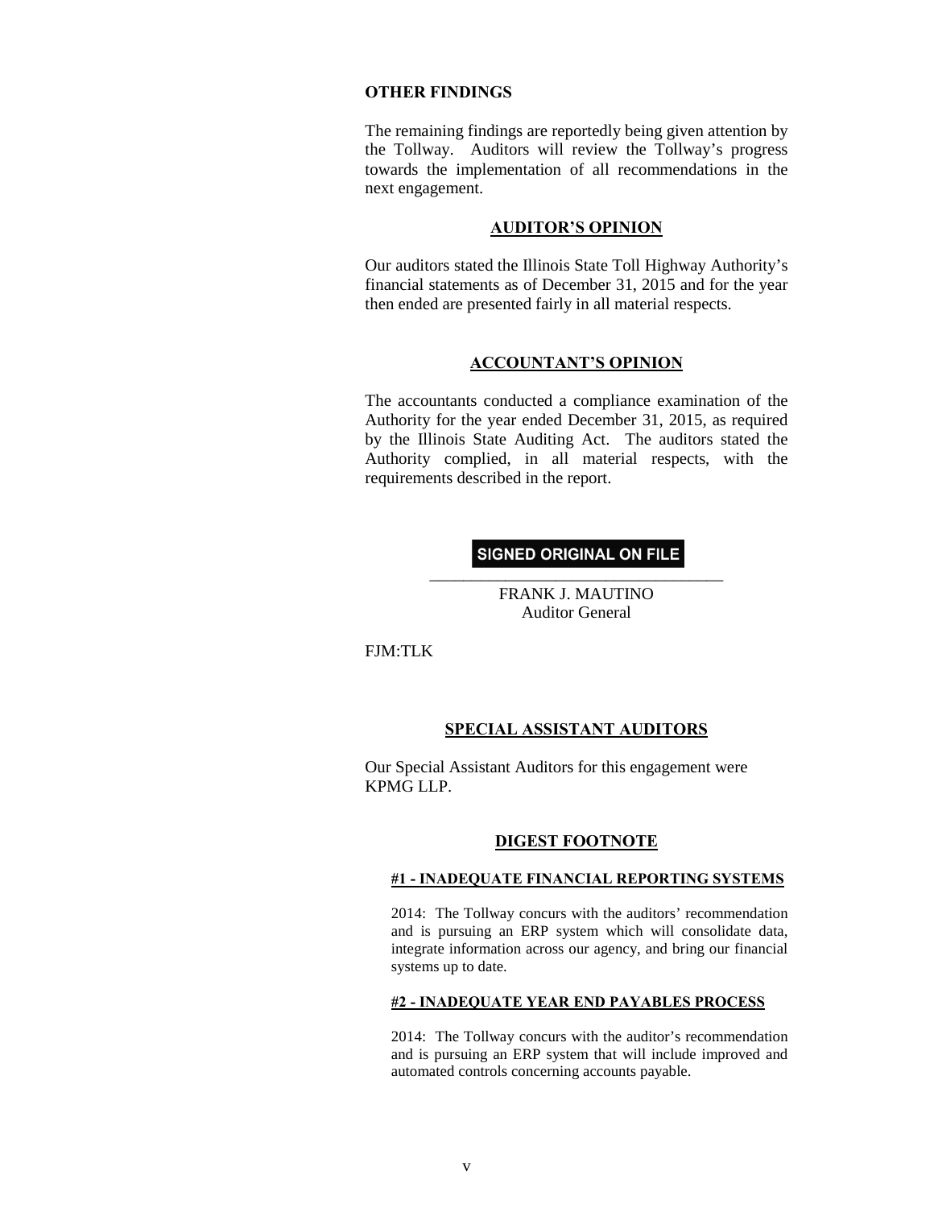**OTHER FINDINGS**

The remaining findings are reportedly being given attention by the Tollway. Auditors will review the Tollway's progress towards the implementation of all recommendations in the next engagement.

## AUDITOR'S OPINION

Our auditors stated the Illinois State Toll Highway Authority's financial statements as of December 31, 2015 and for the year then ended are presented fairly in all material respects.

## ACCOUNTANT'S OPINION

The accountants conducted a compliance examination of the Authority for the year ended December 31, 2015, as required by the Illinois State Auditing Act. The auditors stated the Authority complied, in all material respects, with the requirements described in the report.

SIGNED ORIGINAL ON FILE

FRANK J. MAUTINO
Auditor General

FJM:TLK

## SPECIAL ASSISTANT AUDITORS

Our Special Assistant Auditors for this engagement were KPMG LLP.

## DIGEST FOOTNOTE

**#1 - INADEQUATE FINANCIAL REPORTING SYSTEMS**

2014: The Tollway concurs with the auditors' recommendation and is pursuing an ERP system which will consolidate data, integrate information across our agency, and bring our financial systems up to date.

**#2 - INADEQUATE YEAR END PAYABLES PROCESS**

2014: The Tollway concurs with the auditor's recommendation and is pursuing an ERP system that will include improved and automated controls concerning accounts payable.